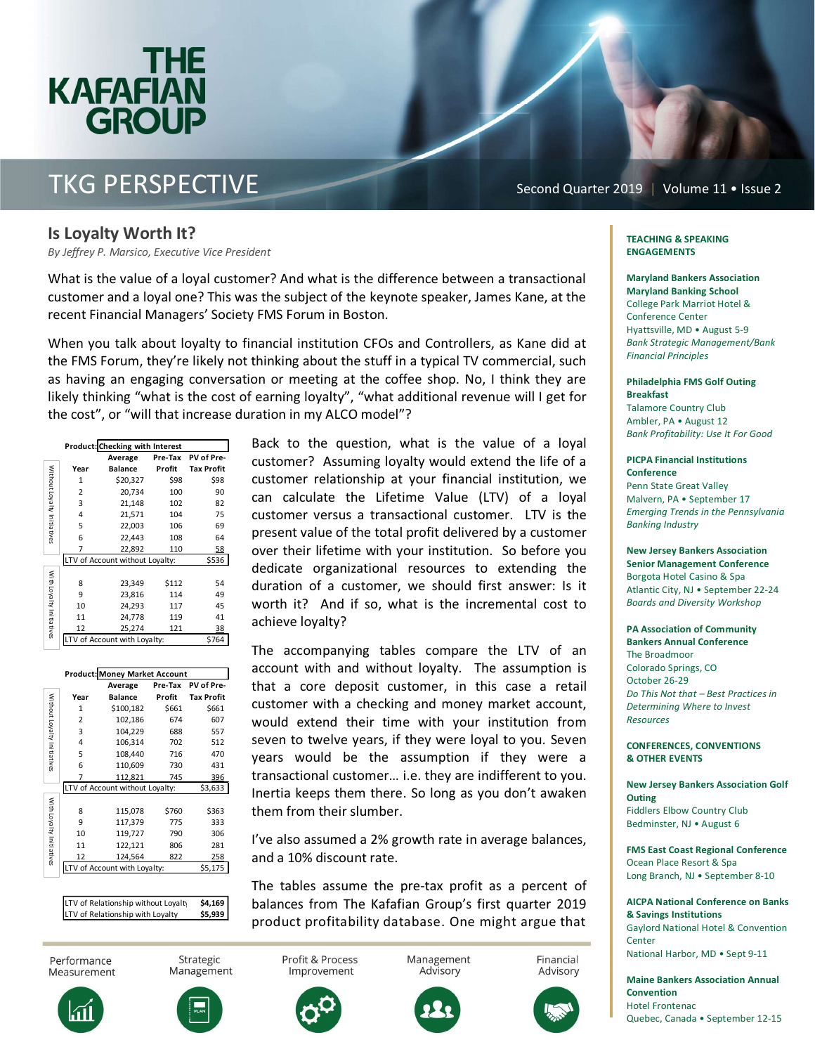# THE KAFAFIAN GROUP

## TKG PERSPECTIVE

Second Quarter 2019 | Volume 11 • Issue 2

## Is Loyalty Worth It?

*By Jeffrey P. Marsico, Executive Vice President*

What is the value of a loyal customer? And what is the difference between a transactional customer and a loyal one? This was the subject of the keynote speaker, James Kane, at the recent Financial Managers' Society FMS Forum in Boston.

When you talk about loyalty to financial institution CFOs and Controllers, as Kane did at the FMS Forum, they're likely not thinking about the stuff in a typical TV commercial, such as having an engaging conversation or meeting at the coffee shop. No, I think they are likely thinking "what is the cost of earning loyalty", "what additional revenue will I get for the cost", or "will that increase duration in my ALCO model"?

**Product: Checking with Interest**

| | Year | Average Balance | Pre-Tax Profit | PV of Pre-Tax Profit |
|---|---|---|---|---|
| Without Loyalty Initiatives | 1 | $20,327 | $98 | $98 |
| | 2 | 20,734 | 100 | 90 |
| | 3 | 21,148 | 102 | 82 |
| | 4 | 21,571 | 104 | 75 |
| | 5 | 22,003 | 106 | 69 |
| | 6 | 22,443 | 108 | 64 |
| | 7 | 22,892 | 110 | 58 |
| | LTV of Account without Loyalty: | | | $536 |
| With Loyalty Initiatives | 8 | 23,349 | $112 | 54 |
| | 9 | 23,816 | 114 | 49 |
| | 10 | 24,293 | 117 | 45 |
| | 11 | 24,778 | 119 | 41 |
| | 12 | 25,274 | 121 | 38 |
| | LTV of Account with Loyalty: | | | $764 |

**Product: Money Market Account**

| | Year | Average Balance | Pre-Tax Profit | PV of Pre-Tax Profit |
|---|---|---|---|---|
| Without Loyalty Initiatives | 1 | $100,182 | $661 | $661 |
| | 2 | 102,186 | 674 | 607 |
| | 3 | 104,229 | 688 | 557 |
| | 4 | 106,314 | 702 | 512 |
| | 5 | 108,440 | 716 | 470 |
| | 6 | 110,609 | 730 | 431 |
| | 7 | 112,821 | 745 | 396 |
| | LTV of Account without Loyalty: | | | $3,633 |
| With Loyalty Initiatives | 8 | 115,078 | $760 | $363 |
| | 9 | 117,379 | 775 | 333 |
| | 10 | 119,727 | 790 | 306 |
| | 11 | 122,121 | 806 | 281 |
| | 12 | 124,564 | 822 | 258 |
| | LTV of Account with Loyalty: | | | $5,175 |

| | |
|---|---|
| LTV of Relationship without Loyalty | $4,169 |
| LTV of Relationship with Loyalty | $5,939 |

Back to the question, what is the value of a loyal customer? Assuming loyalty would extend the life of a customer relationship at your financial institution, we can calculate the Lifetime Value (LTV) of a loyal customer versus a transactional customer. LTV is the present value of the total profit delivered by a customer over their lifetime with your institution. So before you dedicate organizational resources to extending the duration of a customer, we should first answer: Is it worth it? And if so, what is the incremental cost to achieve loyalty?

The accompanying tables compare the LTV of an account with and without loyalty. The assumption is that a core deposit customer, in this case a retail customer with a checking and money market account, would extend their time with your institution from seven to twelve years, if they were loyal to you. Seven years would be the assumption if they were a transactional customer… i.e. they are indifferent to you. Inertia keeps them there. So long as you don't awaken them from their slumber.

I've also assumed a 2% growth rate in average balances, and a 10% discount rate.

The tables assume the pre-tax profit as a percent of balances from The Kafafian Group's first quarter 2019 product profitability database. One might argue that

Performance Measurement | Strategic Management | Profit & Process Improvement | Management Advisory | Financial Advisory

### TEACHING & SPEAKING ENGAGEMENTS

**Maryland Bankers Association Maryland Banking School**
College Park Marriot Hotel & Conference Center
Hyattsville, MD • August 5-9
*Bank Strategic Management/Bank Financial Principles*

**Philadelphia FMS Golf Outing Breakfast**
Talamore Country Club
Ambler, PA • August 12
*Bank Profitability: Use It For Good*

**PICPA Financial Institutions Conference**
Penn State Great Valley
Malvern, PA • September 17
*Emerging Trends in the Pennsylvania Banking Industry*

**New Jersey Bankers Association Senior Management Conference**
Borgota Hotel Casino & Spa
Atlantic City, NJ • September 22-24
*Boards and Diversity Workshop*

**PA Association of Community Bankers Annual Conference**
The Broadmoor
Colorado Springs, CO
October 26-29
*Do This Not that – Best Practices in Determining Where to Invest Resources*

### CONFERENCES, CONVENTIONS & OTHER EVENTS

**New Jersey Bankers Association Golf Outing**
Fiddlers Elbow Country Club
Bedminster, NJ • August 6

**FMS East Coast Regional Conference**
Ocean Place Resort & Spa
Long Branch, NJ • September 8-10

**AICPA National Conference on Banks & Savings Institutions**
Gaylord National Hotel & Convention Center
National Harbor, MD • Sept 9-11

**Maine Bankers Association Annual Convention**
Hotel Frontenac
Quebec, Canada • September 12-15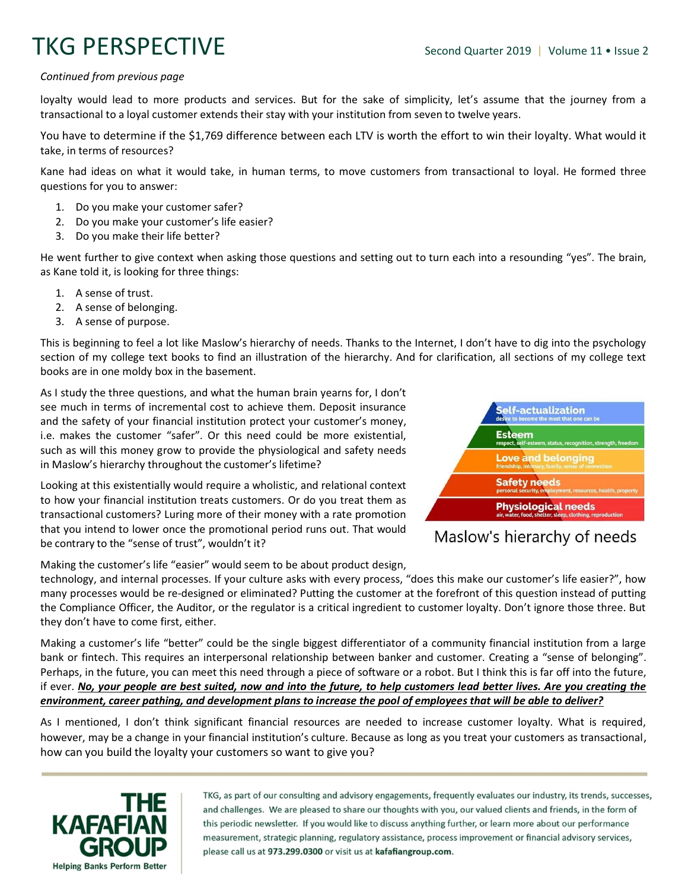*Continued from previous page*

loyalty would lead to more products and services. But for the sake of simplicity, let's assume that the journey from a transactional to a loyal customer extends their stay with your institution from seven to twelve years.

You have to determine if the $1,769 difference between each LTV is worth the effort to win their loyalty. What would it take, in terms of resources?

Kane had ideas on what it would take, in human terms, to move customers from transactional to loyal. He formed three questions for you to answer:

1. Do you make your customer safer?
2. Do you make your customer's life easier?
3. Do you make their life better?

He went further to give context when asking those questions and setting out to turn each into a resounding "yes". The brain, as Kane told it, is looking for three things:

1. A sense of trust.
2. A sense of belonging.
3. A sense of purpose.

This is beginning to feel a lot like Maslow's hierarchy of needs. Thanks to the Internet, I don't have to dig into the psychology section of my college text books to find an illustration of the hierarchy. And for clarification, all sections of my college text books are in one moldy box in the basement.

As I study the three questions, and what the human brain yearns for, I don't see much in terms of incremental cost to achieve them. Deposit insurance and the safety of your financial institution protect your customer's money, i.e. makes the customer "safer". Or this need could be more existential, such as will this money grow to provide the physiological and safety needs in Maslow's hierarchy throughout the customer's lifetime?

Self-actualization
desire to become the most that one can be

Esteem
respect, self-esteem, status, recognition, strength, freedom

Love and belonging
friendship, intimacy, family, sense of connection

Safety needs
personal security, employment, resources, health, property

Physiological needs
air, water, food, shelter, sleep, clothing, reproduction

Maslow's hierarchy of needs

Looking at this existentially would require a wholistic, and relational context to how your financial institution treats customers. Or do you treat them as transactional customers? Luring more of their money with a rate promotion that you intend to lower once the promotional period runs out. That would be contrary to the "sense of trust", wouldn't it?

Making the customer's life "easier" would seem to be about product design, technology, and internal processes. If your culture asks with every process, "does this make our customer's life easier?", how many processes would be re-designed or eliminated? Putting the customer at the forefront of this question instead of putting the Compliance Officer, the Auditor, or the regulator is a critical ingredient to customer loyalty. Don't ignore those three. But they don't have to come first, either.

Making a customer's life "better" could be the single biggest differentiator of a community financial institution from a large bank or fintech. This requires an interpersonal relationship between banker and customer. Creating a "sense of belonging". Perhaps, in the future, you can meet this need through a piece of software or a robot. But I think this is far off into the future, if ever. ***No, your people are best suited, now and into the future, to help customers lead better lives. Are you creating the environment, career pathing, and development plans to increase the pool of employees that will be able to deliver?***

As I mentioned, I don't think significant financial resources are needed to increase customer loyalty. What is required, however, may be a change in your financial institution's culture. Because as long as you treat your customers as transactional, how can you build the loyalty your customers so want to give you?

---

**THE KAFAFIAN GROUP**
Helping Banks Perform Better

TKG, as part of our consulting and advisory engagements, frequently evaluates our industry, its trends, successes, and challenges. We are pleased to share our thoughts with you, our valued clients and friends, in the form of this periodic newsletter. If you would like to discuss anything further, or learn more about our performance measurement, strategic planning, regulatory assistance, process improvement or financial advisory services, please call us at **973.299.0300** or visit us at **kafafiangroup.com**.